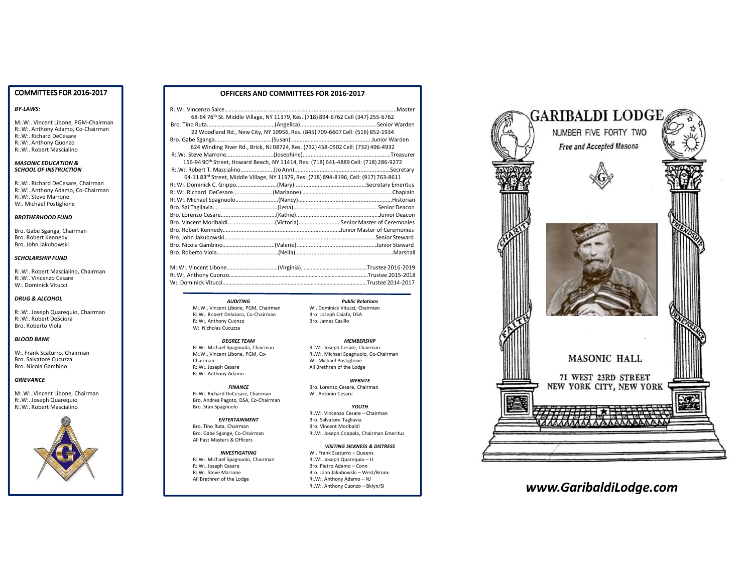## COMMITTEES FOR 2016-2017

***BY-LAWS:***

M:.W:. Vincent Libone, PGM-Chairman
R:.W:. Anthony Adamo, Co-Chairman
R:.W:. Richard DeCesare
R:.W:. Anthony Quonzo
R:.W:. Robert Mascialino

***MASONIC EDUCATION & SCHOOL OF INSTRUCTION***

R:.W:. Richard DeCesare, Chairman
R:.W:. Anthony Adamo, Co-Chairman
R:.W:. Steve Marrone
W:. Michael Postiglione

***BROTHERHOOD FUND***

Bro. Gabe Sganga, Chairman
Bro. Robert Kennedy
Bro. John Jakubowski

***SCHOLARSHIP FUND***

R:.W:. Robert Mascialino, Chairman
R:.W:. Vincenzo Cesare
W:. Dominick Vitucci

***DRUG & ALCOHOL***

R:.W:. Joseph Quarequio, Chairman
R:.W:. Robert DeSciora
Bro. Roberto Viola

***BLOOD BANK***

W:. Frank Scaturro, Chairman
Bro. Salvatore Cucuzza
Bro. Nicola Gambino

***GRIEVANCE***

M:.W:. Vincent Libone, Chairman
R:.W:. Joseph Quarequio
R:.W:. Robert Mascialino

## OFFICERS AND COMMITTEES FOR 2016-2017

R:.W:. Vincenzo Salce........Master
68-64 76th St. Middle Village, NY 11379, Res. (718) 894-6762 Cell (347) 255-6762
Bro. Tino Ruta........(Angelica)........Senior Warden
22 Woodland Rd., New City, NY 10956, Res. (845) 709-6607 Cell: (516) 852-1934
Bro. Gabe Sganga........(Susan)........Junior Warden
624 Winding River Rd., Brick, NJ 08724, Res. (732) 458-0502 Cell: (732) 496-4932
R:.W:. Steve Marrone........(Josephine)........Treasurer
156-94 90th Street, Howard Beach, NY 11414, Res: (718) 641-4889 Cell: (718) 286-9272
R:.W:. Robert T. Mascialino........(Jo Ann)........Secretary
64-11 83rd Street, Middle Village, NY 11379, Res: (718) 894-8196, Cell: (917) 763-8611
R:.W:. Dominick C. Grippo........(Mary)........Secretary Emeritus
R:.W:. Richard DeCesare........(Marianne)........Chaplain
R:.W:. Michael Spagnuolo........(Nancy)........Historian
Bro. Sal Tagliavia........(Lena)........Senior Deacon
Bro. Lorenzo Cesare........(Kathie)........Junior Deacon
Bro. Vincent Moribaldi........(Victoria)........Senior Master of Ceremonies
Bro. Robert Kennedy........Junior Master of Ceremonies
Bro. John Jakubowski........Senior Steward
Bro. Nicola Gambino........(Valerie)........Junior Steward
Bro. Roberto Viola........(Nella)........Marshall

M:.W:. Vincent Libone........(Virginia)........Trustee 2016-2019
R:.W:. Anthony Cuonzo........Trustee 2015-2018
W:. Dominick Vitucci........Trustee 2014-2017

***AUDITING***

M:.W:. Vincent Libone, PGM, Chairman
R:.W:. Robert DeSciora, Co-Chairman
R:.W:. Anthony Cuonzo
W:. Nicholas Cucuzza

***DEGREE TEAM***

R:.W:. Michael Spagnuola, Chairman
M:.W:. Vincent Libone, PGM, Co-Chairman
R:.W:. Joseph Cesare
R:.W:. Anthony Adamo

***FINANCE***

R:.W:. Richard DeCesare, Chairman
Bro. Andrea Pagoto, DSA, Co-Chairman
Bro. Stan Spagnuolo

***ENTERTAINMENT***

Bro. Tino Ruta, Chairman
Bro. Gabe Sgange, Co-Chairman
All Past Masters & Officers

***INVESTIGATING***

R:.W:. Michael Spagnuolo, Chairman
R:.W:. Joseph Cesare
R:.W:. Steve Marrone
All Brethren of the Lodge

***Public Relations***

W:. Dominick Vitucci, Chairman
Bro. Joseph Caiafa, DSA
Bro. James Casillo

***MEMBERSHIP***

R:.W:. Joseph Cesare, Chairman
R:.W:. Michael Spagnuolo, Co-Chairman
W:. Michael Postiglione
All Brethren of the Lodge

***WEBSITE***

Bro. Lorenzo Cesare, Chairman
W:. Antonio Cesare

***YOUTH***

R:.W:. Vincenzo Cesare – Chairman
Bro. Salvatore Tagliavia
Bro. Vincent Moribaldi
R:.W:. Joseph Coppola, Chairman Emeritus

***VISITING SICKNESS & DISTRESS***

W:. Frank Scaturro – Queens
R:.W:. Joseph Quarequio – LI
Bro. Pietro Adamo – Conn
Bro. John Jakubowski – West/Bronx
R:.W:. Anthony Adamo – NJ
R:.W:. Anthony Cuonzo – Bklyn/SI

# GARIBALDI LODGE

NUMBER FIVE FORTY TWO

*Free and Accepted Masons*

CHARITY · FRIENDSHIP · FAITH · BENEVOLENCE

MASONIC HALL

71 WEST 23RD STREET
NEW YORK CITY, NEW YORK

***www.GaribaldiLodge.com***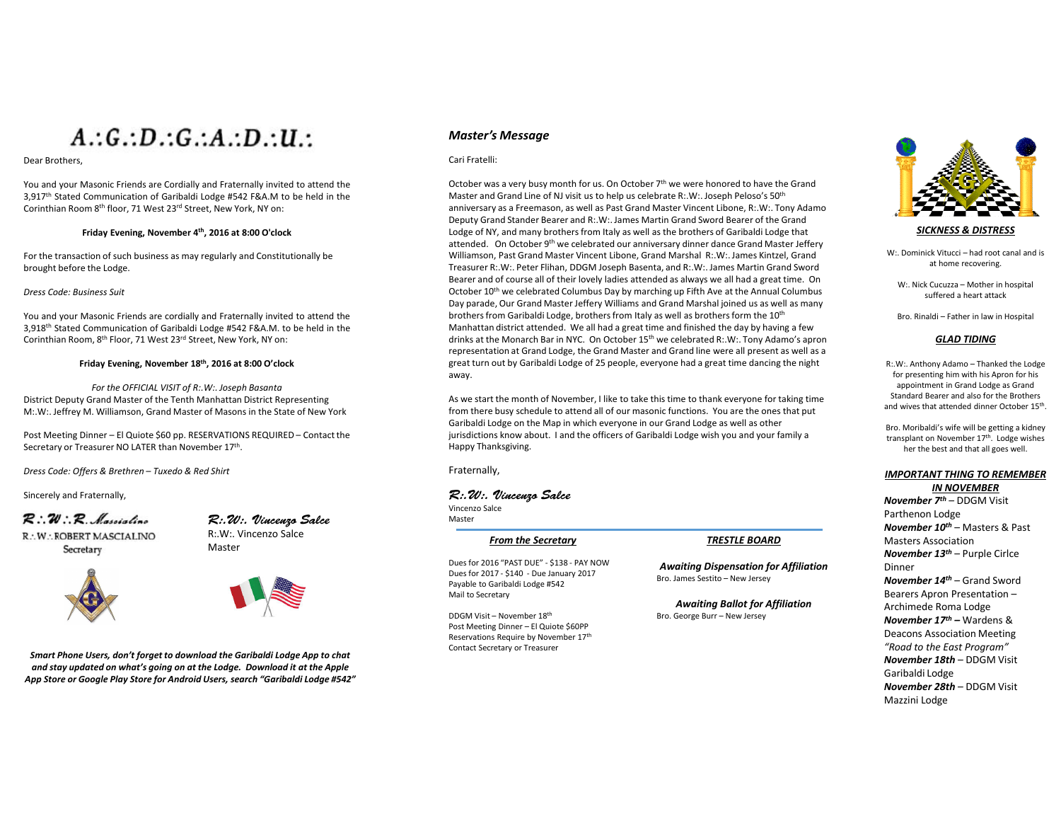# A.:G.:D.:G.:A.:D.:U.:

Dear Brothers,

You and your Masonic Friends are Cordially and Fraternally invited to attend the 3,917th Stated Communication of Garibaldi Lodge #542 F&A.M to be held in the Corinthian Room 8th floor, 71 West 23rd Street, New York, NY on:

**Friday Evening, November 4th, 2016 at 8:00 O'clock**

For the transaction of such business as may regularly and Constitutionally be brought before the Lodge.

*Dress Code: Business Suit*

You and your Masonic Friends are cordially and Fraternally invited to attend the 3,918th Stated Communication of Garibaldi Lodge #542 F&A.M. to be held in the Corinthian Room, 8th Floor, 71 West 23rd Street, New York, NY on:

**Friday Evening, November 18th, 2016 at 8:00 O'clock**

*For the OFFICIAL VISIT of R:.W:. Joseph Basanta*
District Deputy Grand Master of the Tenth Manhattan District Representing M:.W:. Jeffrey M. Williamson, Grand Master of Masons in the State of New York

Post Meeting Dinner – El Quiote $60 pp. RESERVATIONS REQUIRED – Contact the Secretary or Treasurer NO LATER than November 17th.

*Dress Code: Offers & Brethren – Tuxedo & Red Shirt*

Sincerely and Fraternally,

R:.W:.R. Mascialino
R.:W.: ROBERT MASCIALINO
Secretary

R:.W:. Vincenzo Salce
R:.W:. Vincenzo Salce
Master

***Smart Phone Users, don't forget to download the Garibaldi Lodge App to chat and stay updated on what's going on at the Lodge. Download it at the Apple App Store or Google Play Store for Android Users, search "Garibaldi Lodge #542"***

## *Master's Message*

Cari Fratelli:

October was a very busy month for us. On October 7th we were honored to have the Grand Master and Grand Line of NJ visit us to help us celebrate R:.W:. Joseph Peloso's 50th anniversary as a Freemason, as well as Past Grand Master Vincent Libone, R:.W:. Tony Adamo Deputy Grand Stander Bearer and R:.W:. James Martin Grand Sword Bearer of the Grand Lodge of NY, and many brothers from Italy as well as the brothers of Garibaldi Lodge that attended. On October 9th we celebrated our anniversary dinner dance Grand Master Jeffery Williamson, Past Grand Master Vincent Libone, Grand Marshal R:.W:. James Kintzel, Grand Treasurer R:.W:. Peter Flihan, DDGM Joseph Basenta, and R:.W:. James Martin Grand Sword Bearer and of course all of their lovely ladies attended as always we all had a great time. On October 10th we celebrated Columbus Day by marching up Fifth Ave at the Annual Columbus Day parade, Our Grand Master Jeffery Williams and Grand Marshal joined us as well as many brothers from Garibaldi Lodge, brothers from Italy as well as brothers form the 10th Manhattan district attended. We all had a great time and finished the day by having a few drinks at the Monarch Bar in NYC. On October 15th we celebrated R:.W:. Tony Adamo's apron representation at Grand Lodge, the Grand Master and Grand line were all present as well as a great turn out by Garibaldi Lodge of 25 people, everyone had a great time dancing the night away.

As we start the month of November, I like to take this time to thank everyone for taking time from there busy schedule to attend all of our masonic functions. You are the ones that put Garibaldi Lodge on the Map in which everyone in our Grand Lodge as well as other jurisdictions know about. I and the officers of Garibaldi Lodge wish you and your family a Happy Thanksgiving.

Fraternally,

R:.W:. Vincenzo Salce
Vincenzo Salce
Master

### *From the Secretary*

Dues for 2016 "PAST DUE" - $138 - PAY NOW
Dues for 2017 - $140 - Due January 2017
Payable to Garibaldi Lodge #542
Mail to Secretary

DDGM Visit – November 18th
Post Meeting Dinner – El Quiote $60PP
Reservations Require by November 17th
Contact Secretary or Treasurer

### *TRESTLE BOARD*

***Awaiting Dispensation for Affiliation***
Bro. James Sestito – New Jersey

***Awaiting Ballot for Affiliation***
Bro. George Burr – New Jersey

### *SICKNESS & DISTRESS*

W:. Dominick Vitucci – had root canal and is at home recovering.

W:. Nick Cucuzza – Mother in hospital suffered a heart attack

Bro. Rinaldi – Father in law in Hospital

### *GLAD TIDING*

R:.W:. Anthony Adamo – Thanked the Lodge for presenting him with his Apron for his appointment in Grand Lodge as Grand Standard Bearer and also for the Brothers and wives that attended dinner October 15th.

Bro. Moribaldi's wife will be getting a kidney transplant on November 17th. Lodge wishes her the best and that all goes well.

### *IMPORTANT THING TO REMEMBER IN NOVEMBER*

***November 7th*** – DDGM Visit Parthenon Lodge
***November 10th*** – Masters & Past Masters Association
***November 13th*** – Purple Cirlce Dinner
***November 14th*** – Grand Sword Bearers Apron Presentation – Archimede Roma Lodge
***November 17th –*** Wardens & Deacons Association Meeting *"Road to the East Program"*
***November 18th*** – DDGM Visit Garibaldi Lodge
***November 28th*** – DDGM Visit Mazzini Lodge